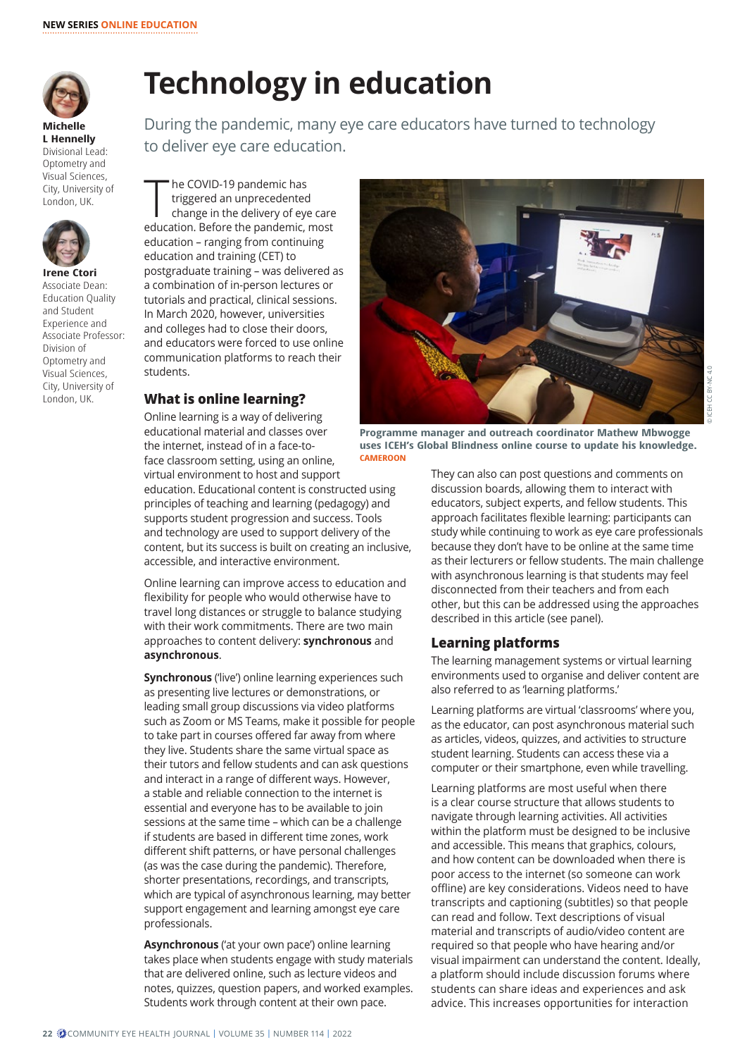NEW SERIES ONLINE EDUCATION

# Technology in education

**Michelle L Hennelly**
Divisional Lead: Optometry and Visual Sciences, City, University of London, UK.

**Irene Ctori**
Associate Dean: Education Quality and Student Experience and Associate Professor: Division of Optometry and Visual Sciences, City, University of London, UK.

During the pandemic, many eye care educators have turned to technology to deliver eye care education.

The COVID-19 pandemic has triggered an unprecedented change in the delivery of eye care education. Before the pandemic, most education – ranging from continuing education and training (CET) to postgraduate training – was delivered as a combination of in-person lectures or tutorials and practical, clinical sessions. In March 2020, however, universities and colleges had to close their doors, and educators were forced to use online communication platforms to reach their students.

## What is online learning?

Online learning is a way of delivering educational material and classes over the internet, instead of in a face-to-face classroom setting, using an online, virtual environment to host and support education. Educational content is constructed using principles of teaching and learning (pedagogy) and supports student progression and success. Tools and technology are used to support delivery of the content, but its success is built on creating an inclusive, accessible, and interactive environment.

Online learning can improve access to education and flexibility for people who would otherwise have to travel long distances or struggle to balance studying with their work commitments. There are two main approaches to content delivery: **synchronous** and **asynchronous**.

**Synchronous** ('live') online learning experiences such as presenting live lectures or demonstrations, or leading small group discussions via video platforms such as Zoom or MS Teams, make it possible for people to take part in courses offered far away from where they live. Students share the same virtual space as their tutors and fellow students and can ask questions and interact in a range of different ways. However, a stable and reliable connection to the internet is essential and everyone has to be available to join sessions at the same time – which can be a challenge if students are based in different time zones, work different shift patterns, or have personal challenges (as was the case during the pandemic). Therefore, shorter presentations, recordings, and transcripts, which are typical of asynchronous learning, may better support engagement and learning amongst eye care professionals.

**Asynchronous** ('at your own pace') online learning takes place when students engage with study materials that are delivered online, such as lecture videos and notes, quizzes, question papers, and worked examples. Students work through content at their own pace.

Programme manager and outreach coordinator Mathew Mbwogge uses ICEH's Global Blindness online course to update his knowledge. CAMEROON

© ICEH CC BY-NC 4.0

They can also can post questions and comments on discussion boards, allowing them to interact with educators, subject experts, and fellow students. This approach facilitates flexible learning: participants can study while continuing to work as eye care professionals because they don't have to be online at the same time as their lecturers or fellow students. The main challenge with asynchronous learning is that students may feel disconnected from their teachers and from each other, but this can be addressed using the approaches described in this article (see panel).

## Learning platforms

The learning management systems or virtual learning environments used to organise and deliver content are also referred to as 'learning platforms.'

Learning platforms are virtual 'classrooms' where you, as the educator, can post asynchronous material such as articles, videos, quizzes, and activities to structure student learning. Students can access these via a computer or their smartphone, even while travelling.

Learning platforms are most useful when there is a clear course structure that allows students to navigate through learning activities. All activities within the platform must be designed to be inclusive and accessible. This means that graphics, colours, and how content can be downloaded when there is poor access to the internet (so someone can work offline) are key considerations. Videos need to have transcripts and captioning (subtitles) so that people can read and follow. Text descriptions of visual material and transcripts of audio/video content are required so that people who have hearing and/or visual impairment can understand the content. Ideally, a platform should include discussion forums where students can share ideas and experiences and ask advice. This increases opportunities for interaction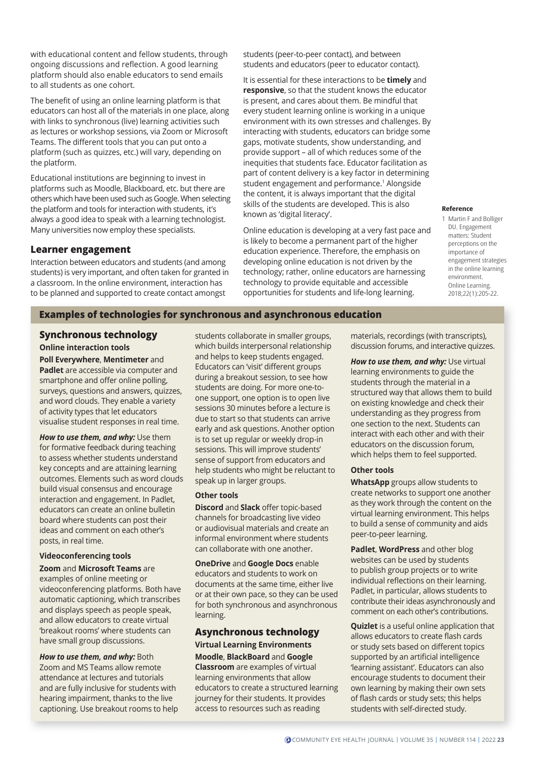with educational content and fellow students, through ongoing discussions and reflection. A good learning platform should also enable educators to send emails to all students as one cohort.

The benefit of using an online learning platform is that educators can host all of the materials in one place, along with links to synchronous (live) learning activities such as lectures or workshop sessions, via Zoom or Microsoft Teams. The different tools that you can put onto a platform (such as quizzes, etc.) will vary, depending on the platform.

Educational institutions are beginning to invest in platforms such as Moodle, Blackboard, etc. but there are others which have been used such as Google. When selecting the platform and tools for interaction with students, it's always a good idea to speak with a learning technologist. Many universities now employ these specialists.

## Learner engagement

Interaction between educators and students (and among students) is very important, and often taken for granted in a classroom. In the online environment, interaction has to be planned and supported to create contact amongst students (peer-to-peer contact), and between students and educators (peer to educator contact).

It is essential for these interactions to be **timely** and **responsive**, so that the student knows the educator is present, and cares about them. Be mindful that every student learning online is working in a unique environment with its own stresses and challenges. By interacting with students, educators can bridge some gaps, motivate students, show understanding, and provide support – all of which reduces some of the inequities that students face. Educator facilitation as part of content delivery is a key factor in determining student engagement and performance.[1] Alongside the content, it is always important that the digital skills of the students are developed. This is also known as 'digital literacy'.

Online education is developing at a very fast pace and is likely to become a permanent part of the higher education experience. Therefore, the emphasis on developing online education is not driven by the technology; rather, online educators are harnessing technology to provide equitable and accessible opportunities for students and life-long learning.

**Reference**

1 Martin F and Bolliger DU. Engagement matters: Student perceptions on the importance of engagement strategies in the online learning environment. Online Learning. 2018;22(1):205-22.

## Examples of technologies for synchronous and asynchronous education

### Synchronous technology

**Online interaction tools**

**Poll Everywhere**, **Mentimeter** and **Padlet** are accessible via computer and smartphone and offer online polling, surveys, questions and answers, quizzes, and word clouds. They enable a variety of activity types that let educators visualise student responses in real time.

***How to use them, and why:*** Use them for formative feedback during teaching to assess whether students understand key concepts and are attaining learning outcomes. Elements such as word clouds build visual consensus and encourage interaction and engagement. In Padlet, educators can create an online bulletin board where students can post their ideas and comment on each other's posts, in real time.

**Videoconferencing tools**

**Zoom** and **Microsoft Teams** are examples of online meeting or videoconferencing platforms. Both have automatic captioning, which transcribes and displays speech as people speak, and allow educators to create virtual 'breakout rooms' where students can have small group discussions.

***How to use them, and why:*** Both Zoom and MS Teams allow remote attendance at lectures and tutorials and are fully inclusive for students with hearing impairment, thanks to the live captioning. Use breakout rooms to help students collaborate in smaller groups, which builds interpersonal relationship and helps to keep students engaged. Educators can 'visit' different groups during a breakout session, to see how students are doing. For more one-to-one support, one option is to open live sessions 30 minutes before a lecture is due to start so that students can arrive early and ask questions. Another option is to set up regular or weekly drop-in sessions. This will improve students' sense of support from educators and help students who might be reluctant to speak up in larger groups.

**Other tools**

**Discord** and **Slack** offer topic-based channels for broadcasting live video or audiovisual materials and create an informal environment where students can collaborate with one another.

**OneDrive** and **Google Docs** enable educators and students to work on documents at the same time, either live or at their own pace, so they can be used for both synchronous and asynchronous learning.

### Asynchronous technology

**Virtual Learning Environments**

**Moodle**, **BlackBoard** and **Google Classroom** are examples of virtual learning environments that allow educators to create a structured learning journey for their students. It provides access to resources such as reading materials, recordings (with transcripts), discussion forums, and interactive quizzes.

***How to use them, and why:*** Use virtual learning environments to guide the students through the material in a structured way that allows them to build on existing knowledge and check their understanding as they progress from one section to the next. Students can interact with each other and with their educators on the discussion forum, which helps them to feel supported.

**Other tools**

**WhatsApp** groups allow students to create networks to support one another as they work through the content on the virtual learning environment. This helps to build a sense of community and aids peer-to-peer learning.

**Padlet**, **WordPress** and other blog websites can be used by students to publish group projects or to write individual reflections on their learning. Padlet, in particular, allows students to contribute their ideas asynchronously and comment on each other's contributions.

**Quizlet** is a useful online application that allows educators to create flash cards or study sets based on different topics supported by an artificial intelligence 'learning assistant'. Educators can also encourage students to document their own learning by making their own sets of flash cards or study sets; this helps students with self-directed study.